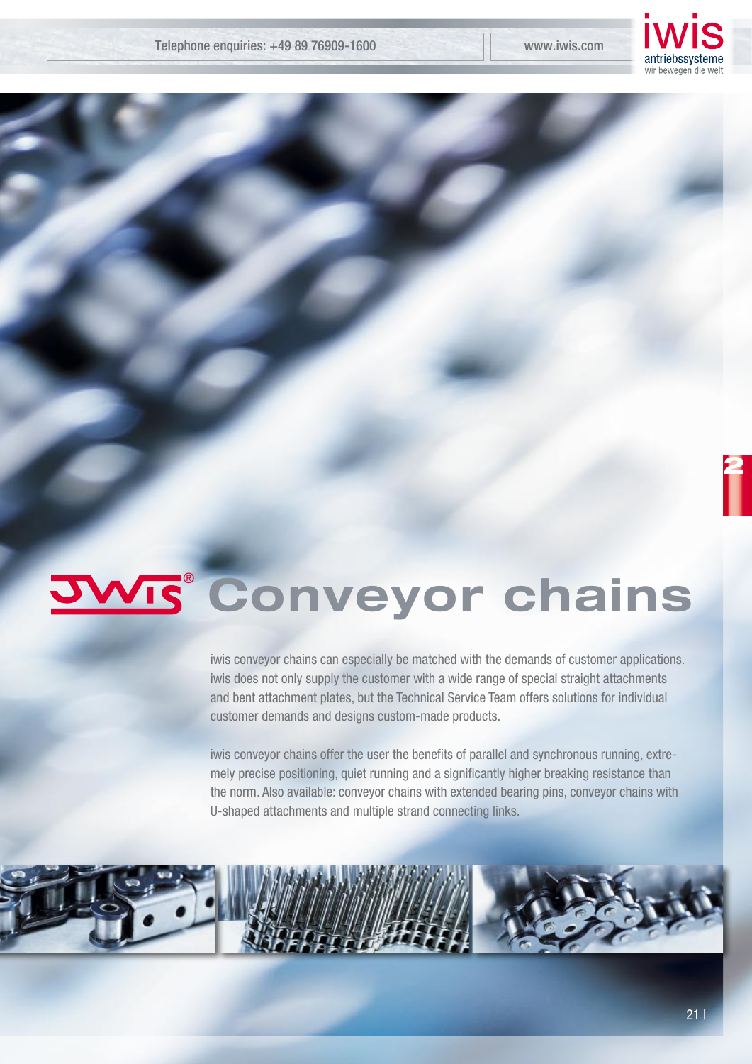# JWIS® Conveyor chains

iwis conveyor chains can especially be matched with the demands of customer applications. iwis does not only supply the customer with a wide range of special straight attachments and bent attachment plates, but the Technical Service Team offers solutions for individual customer demands and designs custom-made products.

iwis conveyor chains offer the user the benefits of parallel and synchronous running, extremely precise positioning, quiet running and a significantly higher breaking resistance than the norm. Also available: conveyor chains with extended bearing pins, conveyor chains with U-shaped attachments and multiple strand connecting links.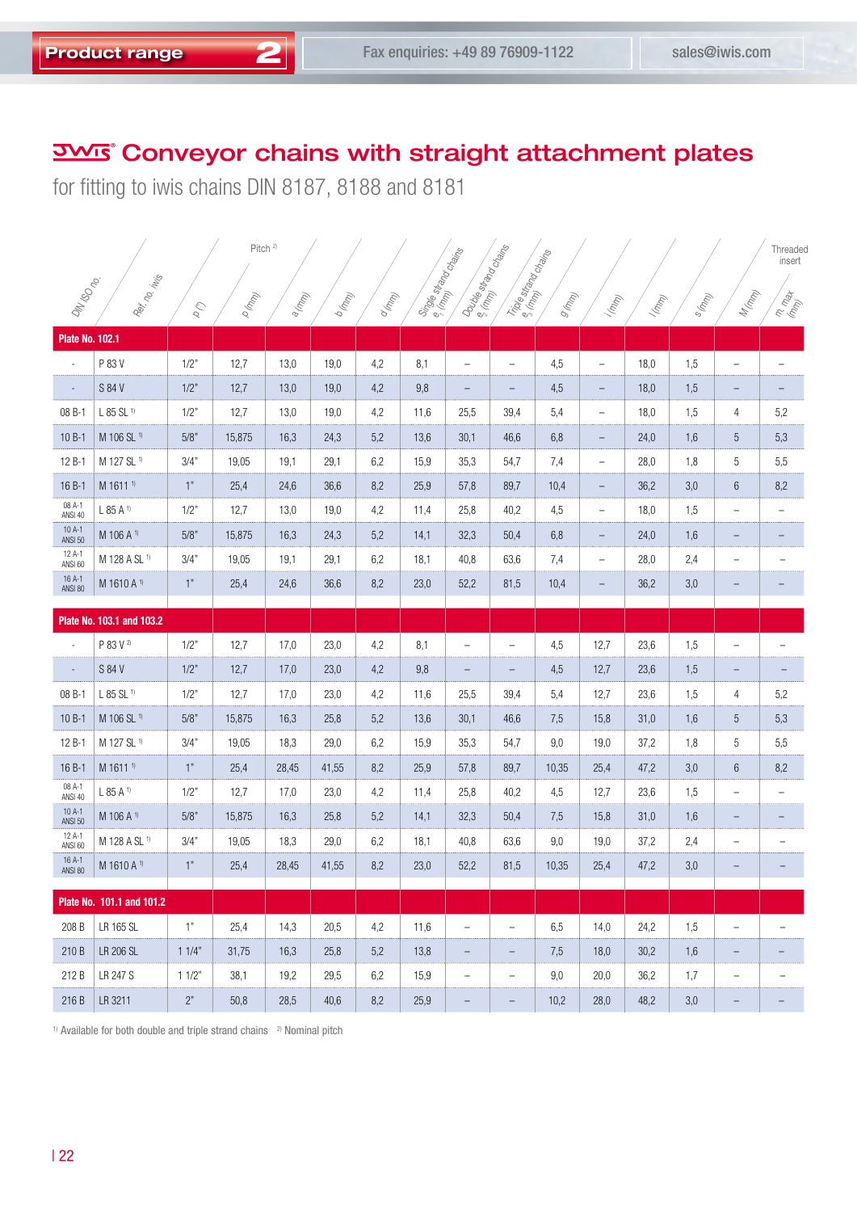# iwis Conveyor chains with straight attachment plates

for fitting to iwis chains DIN 8187, 8188 and 8181

| DIN ISO no. | Ref. no. iwis | Pitch [2] p (") | p (mm) | a (mm) | b (mm) | d (mm) | Single strand chains $e_1$ (mm) | Double strand chains $e_2$ (mm) | Triple strand chains $e_3$ (mm) | g (mm) | i (mm) | l (mm) | s (mm) | Threaded insert M (mm) | m, max (mm) |
|---|---|---|---|---|---|---|---|---|---|---|---|---|---|---|---|
| **Plate No. 102.1** | | | | | | | | | | | | | | | |
| - | P 83 V | 1/2" | 12,7 | 13,0 | 19,0 | 4,2 | 8,1 | – | – | 4,5 | – | 18,0 | 1,5 | – | – |
| - | S 84 V | 1/2" | 12,7 | 13,0 | 19,0 | 4,2 | 9,8 | – | – | 4,5 | – | 18,0 | 1,5 | – | – |
| 08 B-1 | L 85 SL [1] | 1/2" | 12,7 | 13,0 | 19,0 | 4,2 | 11,6 | 25,5 | 39,4 | 5,4 | – | 18,0 | 1,5 | 4 | 5,2 |
| 10 B-1 | M 106 SL [1] | 5/8" | 15,875 | 16,3 | 24,3 | 5,2 | 13,6 | 30,1 | 46,6 | 6,8 | – | 24,0 | 1,6 | 5 | 5,3 |
| 12 B-1 | M 127 SL [1] | 3/4" | 19,05 | 19,1 | 29,1 | 6,2 | 15,9 | 35,3 | 54,7 | 7,4 | – | 28,0 | 1,8 | 5 | 5,5 |
| 16 B-1 | M 1611 [1] | 1" | 25,4 | 24,6 | 36,6 | 8,2 | 25,9 | 57,8 | 89,7 | 10,4 | – | 36,2 | 3,0 | 6 | 8,2 |
| 08 A-1 ANSI 40 | L 85 A [1] | 1/2" | 12,7 | 13,0 | 19,0 | 4,2 | 11,4 | 25,8 | 40,2 | 4,5 | – | 18,0 | 1,5 | – | – |
| 10 A-1 ANSI 50 | M 106 A [1] | 5/8" | 15,875 | 16,3 | 24,3 | 5,2 | 14,1 | 32,3 | 50,4 | 6,8 | – | 24,0 | 1,6 | – | – |
| 12 A-1 ANSI 60 | M 128 A SL [1] | 3/4" | 19,05 | 19,1 | 29,1 | 6,2 | 18,1 | 40,8 | 63,6 | 7,4 | – | 28,0 | 2,4 | – | – |
| 16 A-1 ANSI 80 | M 1610 A [1] | 1" | 25,4 | 24,6 | 36,6 | 8,2 | 23,0 | 52,2 | 81,5 | 10,4 | – | 36,2 | 3,0 | – | – |
| **Plate No. 103.1 and 103.2** | | | | | | | | | | | | | | | |
| - | P 83 V [2] | 1/2" | 12,7 | 17,0 | 23,0 | 4,2 | 8,1 | – | – | 4,5 | 12,7 | 23,6 | 1,5 | – | – |
| - | S 84 V | 1/2" | 12,7 | 17,0 | 23,0 | 4,2 | 9,8 | – | – | 4,5 | 12,7 | 23,6 | 1,5 | – | – |
| 08 B-1 | L 85 SL [1] | 1/2" | 12,7 | 17,0 | 23,0 | 4,2 | 11,6 | 25,5 | 39,4 | 5,4 | 12,7 | 23,6 | 1,5 | 4 | 5,2 |
| 10 B-1 | M 106 SL [1] | 5/8" | 15,875 | 16,3 | 25,8 | 5,2 | 13,6 | 30,1 | 46,6 | 7,5 | 15,8 | 31,0 | 1,6 | 5 | 5,3 |
| 12 B-1 | M 127 SL [1] | 3/4" | 19,05 | 18,3 | 29,0 | 6,2 | 15,9 | 35,3 | 54,7 | 9,0 | 19,0 | 37,2 | 1,8 | 5 | 5,5 |
| 16 B-1 | M 1611 [1] | 1" | 25,4 | 28,45 | 41,55 | 8,2 | 25,9 | 57,8 | 89,7 | 10,35 | 25,4 | 47,2 | 3,0 | 6 | 8,2 |
| 08 A-1 ANSI 40 | L 85 A [1] | 1/2" | 12,7 | 17,0 | 23,0 | 4,2 | 11,4 | 25,8 | 40,2 | 4,5 | 12,7 | 23,6 | 1,5 | – | – |
| 10 A-1 ANSI 50 | M 106 A [1] | 5/8" | 15,875 | 16,3 | 25,8 | 5,2 | 14,1 | 32,3 | 50,4 | 7,5 | 15,8 | 31,0 | 1,6 | – | – |
| 12 A-1 ANSI 60 | M 128 A SL [1] | 3/4" | 19,05 | 18,3 | 29,0 | 6,2 | 18,1 | 40,8 | 63,6 | 9,0 | 19,0 | 37,2 | 2,4 | – | – |
| 16 A-1 ANSI 80 | M 1610 A [1] | 1" | 25,4 | 28,45 | 41,55 | 8,2 | 23,0 | 52,2 | 81,5 | 10,35 | 25,4 | 47,2 | 3,0 | – | – |
| **Plate No. 101.1 and 101.2** | | | | | | | | | | | | | | | |
| 208 B | LR 165 SL | 1" | 25,4 | 14,3 | 20,5 | 4,2 | 11,6 | – | – | 6,5 | 14,0 | 24,2 | 1,5 | – | – |
| 210 B | LR 206 SL | 1 1/4" | 31,75 | 16,3 | 25,8 | 5,2 | 13,8 | – | – | 7,5 | 18,0 | 30,2 | 1,6 | – | – |
| 212 B | LR 247 S | 1 1/2" | 38,1 | 19,2 | 29,5 | 6,2 | 15,9 | – | – | 9,0 | 20,0 | 36,2 | 1,7 | – | – |
| 216 B | LR 3211 | 2" | 50,8 | 28,5 | 40,6 | 8,2 | 25,9 | – | – | 10,2 | 28,0 | 48,2 | 3,0 | – | – |

[1] Available for both double and triple strand chains [2] Nominal pitch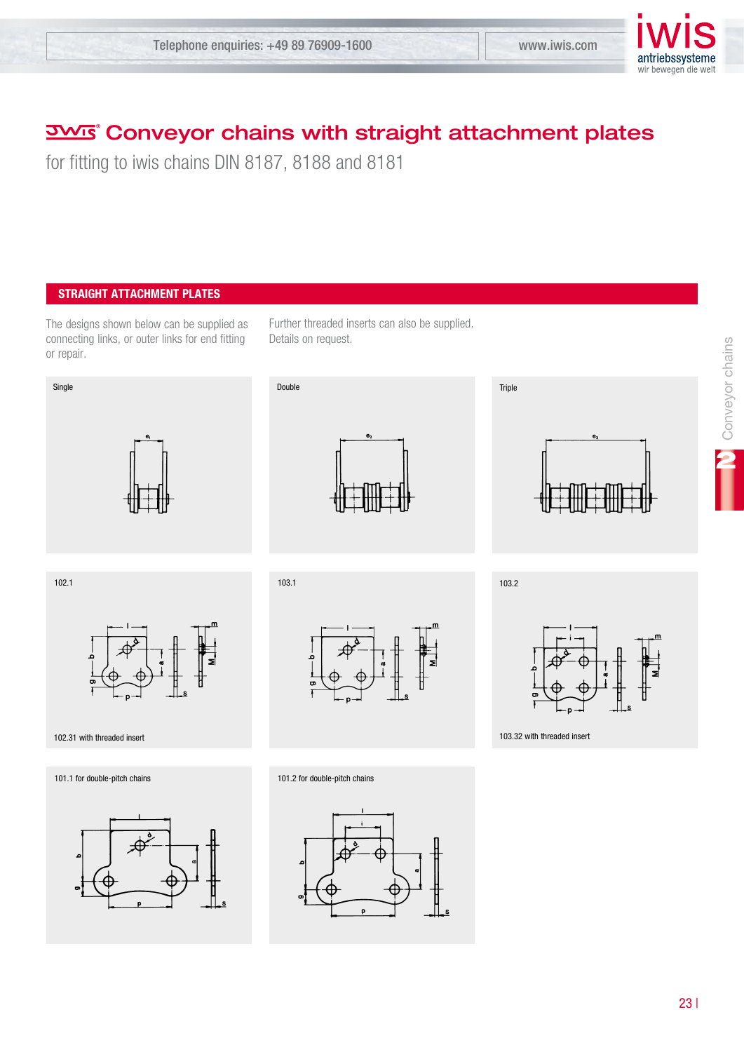# Conveyor chains with straight attachment plates

for fitting to iwis chains DIN 8187, 8188 and 8181

## STRAIGHT ATTACHMENT PLATES

The designs shown below can be supplied as connecting links, or outer links for end fitting or repair.

Further threaded inserts can also be supplied. Details on request.

Single

Double

Triple

102.1

102.31 with threaded insert

103.1

103.2

103.32 with threaded insert

101.1 for double-pitch chains

101.2 for double-pitch chains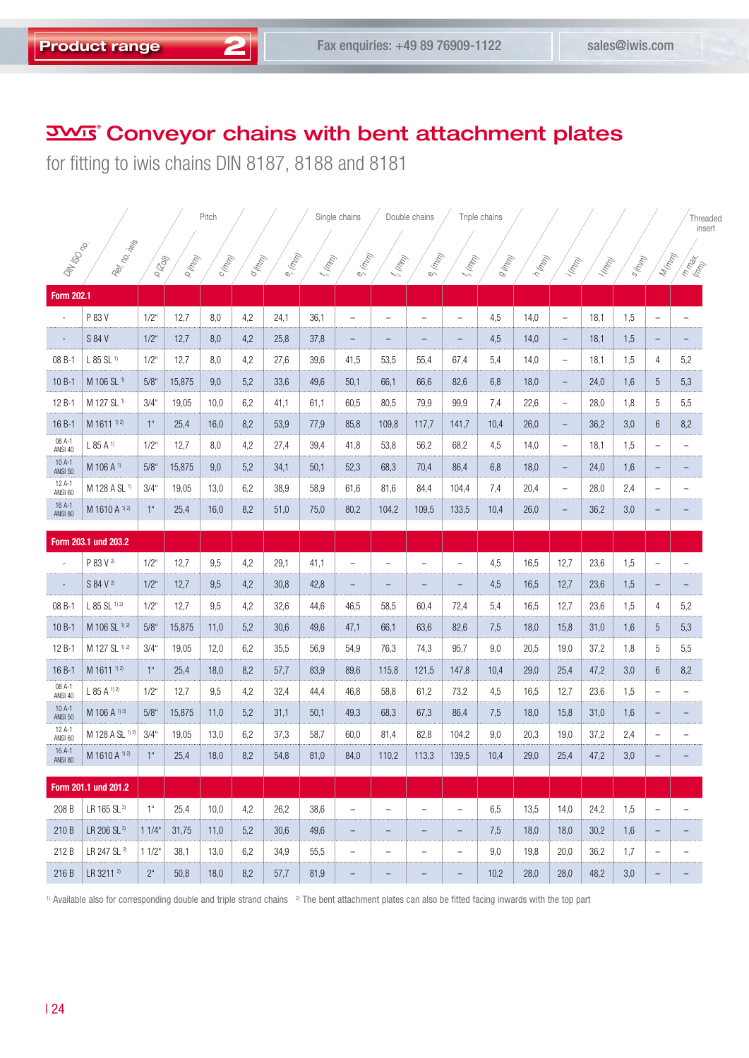# Conveyor chains with bent attachment plates

for fitting to iwis chains DIN 8187, 8188 and 8181

| DIN ISO no. | Ref. no. iwis | Pitch p (Zoll) | p (mm) | c (mm) | d (mm) | $e_1$ (mm) | Single chains $f_1$ (mm) | $e_2$ (mm) | Double chains $f_2$ (mm) | $e_3$ (mm) | Triple chains $f_3$ (mm) | g (mm) | h (mm) | i (mm) | l (mm) | s (mm) | Threaded insert M (mm) | m max. (mm) |
|---|---|---|---|---|---|---|---|---|---|---|---|---|---|---|---|---|---|---|
| **Form 202.1** | | | | | | | | | | | | | | | | | | |
| - | P 83 V | 1/2" | 12,7 | 8,0 | 4,2 | 24,1 | 36,1 | – | – | – | – | 4,5 | 14,0 | – | 18,1 | 1,5 | – | – |
| - | S 84 V | 1/2" | 12,7 | 8,0 | 4,2 | 25,8 | 37,8 | – | – | – | – | 4,5 | 14,0 | – | 18,1 | 1,5 | – | – |
| 08 B-1 | L 85 SL [1] | 1/2" | 12,7 | 8,0 | 4,2 | 27,6 | 39,6 | 41,5 | 53,5 | 55,4 | 67,4 | 5,4 | 14,0 | – | 18,1 | 1,5 | 4 | 5,2 |
| 10 B-1 | M 106 SL [1] | 5/8" | 15,875 | 9,0 | 5,2 | 33,6 | 49,6 | 50,1 | 66,1 | 66,6 | 82,6 | 6,8 | 18,0 | – | 24,0 | 1,6 | 5 | 5,3 |
| 12 B-1 | M 127 SL [1] | 3/4" | 19,05 | 10,0 | 6,2 | 41,1 | 61,1 | 60,5 | 80,5 | 79,9 | 99,9 | 7,4 | 22,6 | – | 28,0 | 1,8 | 5 | 5,5 |
| 16 B-1 | M 1611 [1,2] | 1" | 25,4 | 16,0 | 8,2 | 53,9 | 77,9 | 85,8 | 109,8 | 117,7 | 141,7 | 10,4 | 26,0 | – | 36,2 | 3,0 | 6 | 8,2 |
| 08 A-1 ANSI 40 | L 85 A [1] | 1/2" | 12,7 | 8,0 | 4,2 | 27,4 | 39,4 | 41,8 | 53,8 | 56,2 | 68,2 | 4,5 | 14,0 | – | 18,1 | 1,5 | – | – |
| 10 A-1 ANSI 50 | M 106 A [1] | 5/8" | 15,875 | 9,0 | 5,2 | 34,1 | 50,1 | 52,3 | 68,3 | 70,4 | 86,4 | 6,8 | 18,0 | – | 24,0 | 1,6 | – | – |
| 12 A-1 ANSI 60 | M 128 A SL [1] | 3/4" | 19,05 | 13,0 | 6,2 | 38,9 | 58,9 | 61,6 | 81,6 | 84,4 | 104,4 | 7,4 | 20,4 | – | 28,0 | 2,4 | – | – |
| 16 A-1 ANSI 80 | M 1610 A [1,2] | 1" | 25,4 | 16,0 | 8,2 | 51,0 | 75,0 | 80,2 | 104,2 | 109,5 | 133,5 | 10,4 | 26,0 | – | 36,2 | 3,0 | – | – |
| **Form 203.1 und 203.2** | | | | | | | | | | | | | | | | | | |
| - | P 83 V [2] | 1/2" | 12,7 | 9,5 | 4,2 | 29,1 | 41,1 | – | – | – | – | 4,5 | 16,5 | 12,7 | 23,6 | 1,5 | – | – |
| - | S 84 V [2] | 1/2" | 12,7 | 9,5 | 4,2 | 30,8 | 42,8 | – | – | – | – | 4,5 | 16,5 | 12,7 | 23,6 | 1,5 | – | – |
| 08 B-1 | L 85 SL [1,2] | 1/2" | 12,7 | 9,5 | 4,2 | 32,6 | 44,6 | 46,5 | 58,5 | 60,4 | 72,4 | 5,4 | 16,5 | 12,7 | 23,6 | 1,5 | 4 | 5,2 |
| 10 B-1 | M 106 SL [1,2] | 5/8" | 15,875 | 11,0 | 5,2 | 30,6 | 49,6 | 47,1 | 66,1 | 63,6 | 82,6 | 7,5 | 18,0 | 15,8 | 31,0 | 1,6 | 5 | 5,3 |
| 12 B-1 | M 127 SL [1,2] | 3/4" | 19,05 | 12,0 | 6,2 | 35,5 | 56,9 | 54,9 | 76,3 | 74,3 | 95,7 | 9,0 | 20,5 | 19,0 | 37,2 | 1,8 | 5 | 5,5 |
| 16 B-1 | M 1611 [1,2] | 1" | 25,4 | 18,0 | 8,2 | 57,7 | 83,9 | 89,6 | 115,8 | 121,5 | 147,8 | 10,4 | 29,0 | 25,4 | 47,2 | 3,0 | 6 | 8,2 |
| 08 A-1 ANSI 40 | L 85 A [1,2] | 1/2" | 12,7 | 9,5 | 4,2 | 32,4 | 44,4 | 46,8 | 58,8 | 61,2 | 73,2 | 4,5 | 16,5 | 12,7 | 23,6 | 1,5 | – | – |
| 10 A-1 ANSI 50 | M 106 A [1,2] | 5/8" | 15,875 | 11,0 | 5,2 | 31,1 | 50,1 | 49,3 | 68,3 | 67,3 | 86,4 | 7,5 | 18,0 | 15,8 | 31,0 | 1,6 | – | – |
| 12 A-1 ANSI 60 | M 128 A SL [1,2] | 3/4" | 19,05 | 13,0 | 6,2 | 37,3 | 58,7 | 60,0 | 81,4 | 82,8 | 104,2 | 9,0 | 20,3 | 19,0 | 37,2 | 2,4 | – | – |
| 16 A-1 ANSI 80 | M 1610 A [1,2] | 1" | 25,4 | 18,0 | 8,2 | 54,8 | 81,0 | 84,0 | 110,2 | 113,3 | 139,5 | 10,4 | 29,0 | 25,4 | 47,2 | 3,0 | – | – |
| **Form 201.1 und 201.2** | | | | | | | | | | | | | | | | | | |
| 208 B | LR 165 SL [2] | 1" | 25,4 | 10,0 | 4,2 | 26,2 | 38,6 | – | – | – | – | 6,5 | 13,5 | 14,0 | 24,2 | 1,5 | – | – |
| 210 B | LR 206 SL [2] | 1 1/4" | 31,75 | 11,0 | 5,2 | 30,6 | 49,6 | – | – | – | – | 7,5 | 18,0 | 18,0 | 30,2 | 1,6 | – | – |
| 212 B | LR 247 SL [2] | 1 1/2" | 38,1 | 13,0 | 6,2 | 34,9 | 55,5 | – | – | – | – | 9,0 | 19,8 | 20,0 | 36,2 | 1,7 | – | – |
| 216 B | LR 3211 [2] | 2" | 50,8 | 18,0 | 8,2 | 57,7 | 81,9 | – | – | – | – | 10,2 | 28,0 | 28,0 | 48,2 | 3,0 | – | – |

[1] Available also for corresponding double and triple strand chains [2] The bent attachment plates can also be fitted facing inwards with the top part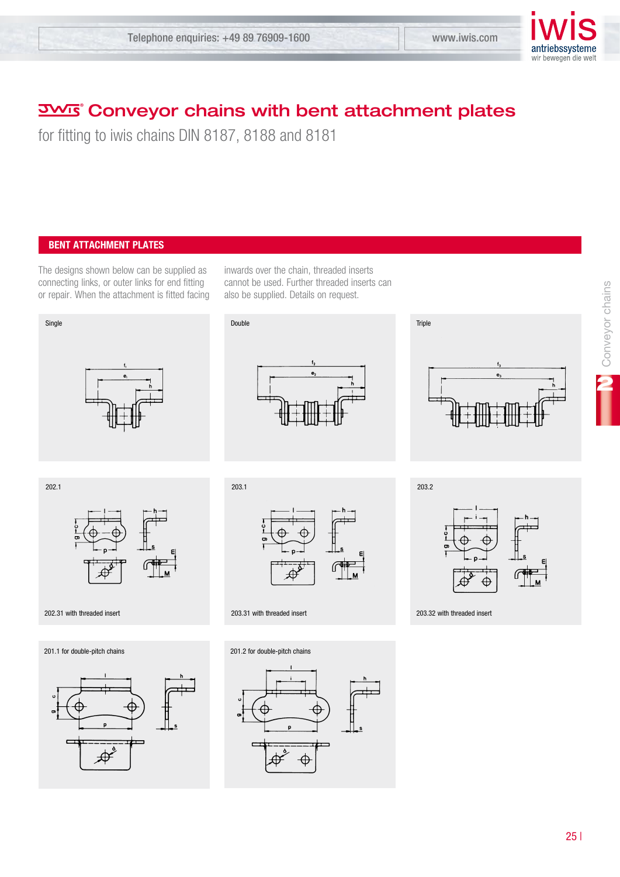# Conveyor chains with bent attachment plates

for fitting to iwis chains DIN 8187, 8188 and 8181

## BENT ATTACHMENT PLATES

The designs shown below can be supplied as connecting links, or outer links for end fitting or repair. When the attachment is fitted facing inwards over the chain, threaded inserts cannot be used. Further threaded inserts can also be supplied. Details on request.

Single

Double

Triple

202.1

202.31 with threaded insert

203.1

203.31 with threaded insert

203.2

203.32 with threaded insert

201.1 for double-pitch chains

201.2 for double-pitch chains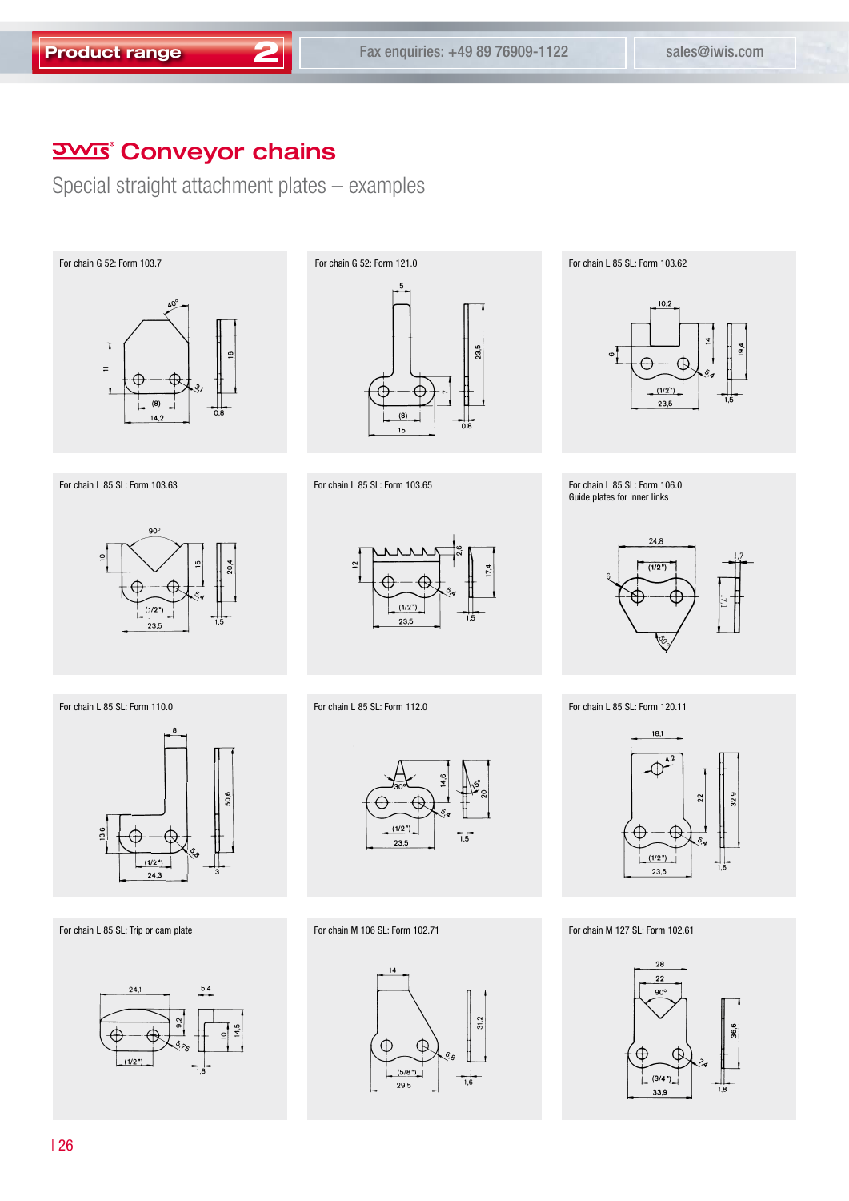# IWIS® Conveyor chains

## Special straight attachment plates – examples

For chain G 52: Form 103.7

For chain G 52: Form 121.0

For chain L 85 SL: Form 103.62

For chain L 85 SL: Form 103.63

For chain L 85 SL: Form 103.65

For chain L 85 SL: Form 106.0
Guide plates for inner links

For chain L 85 SL: Form 110.0

For chain L 85 SL: Form 112.0

For chain L 85 SL: Form 120.11

For chain L 85 SL: Trip or cam plate

For chain M 106 SL: Form 102.71

For chain M 127 SL: Form 102.61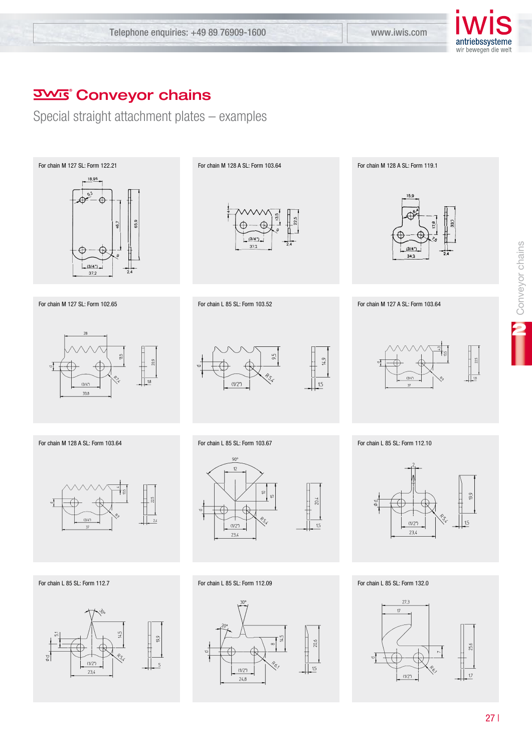# Conveyor chains

## Special straight attachment plates – examples

For chain M 127 SL: Form 122.21

For chain M 128 A SL: Form 103.64

For chain M 128 A SL: Form 119.1

For chain M 127 SL: Form 102.65

For chain L 85 SL: Form 103.52

For chain M 127 A SL: Form 103.64

For chain M 128 A SL: Form 103.64

For chain L 85 SL: Form 103.67

For chain L 85 SL: Form 112.10

For chain L 85 SL: Form 112.7

For chain L 85 SL: Form 112.09

For chain L 85 SL: Form 132.0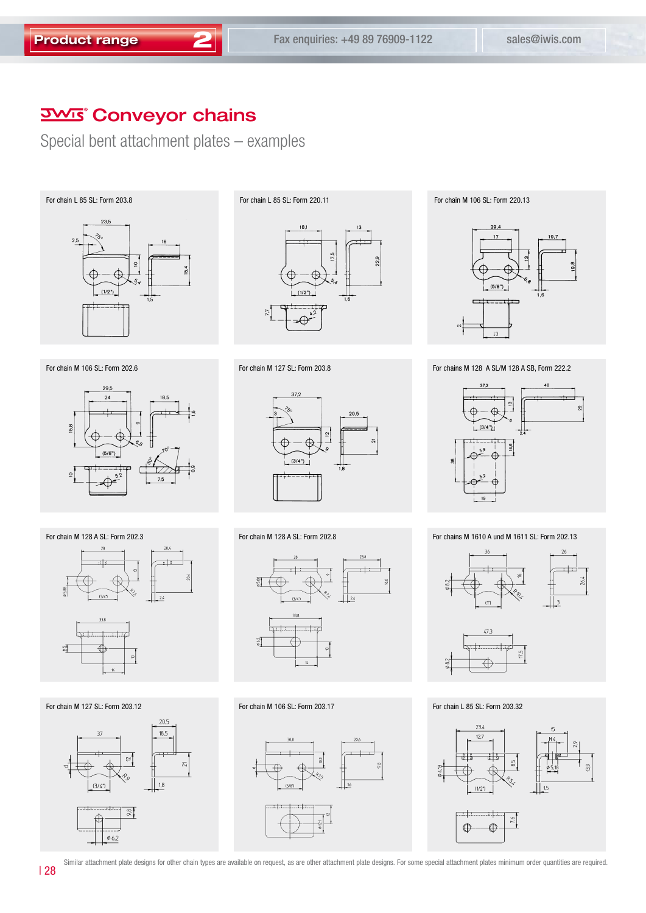# IWIS Conveyor chains

## Special bent attachment plates – examples

For chain L 85 SL: Form 203.8

For chain L 85 SL: Form 220.11

For chain M 106 SL: Form 220.13

For chain M 106 SL: Form 202.6

For chain M 127 SL: Form 203.8

For chains M 128 A SL/M 128 A SB, Form 222.2

For chain M 128 A SL: Form 202.3

For chain M 128 A SL: Form 202.8

For chains M 1610 A und M 1611 SL: Form 202.13

For chain M 127 SL: Form 203.12

For chain M 106 SL: Form 203.17

For chain L 85 SL: Form 203.32

Similar attachment plate designs for other chain types are available on request, as are other attachment plate designs. For some special attachment plates minimum order quantities are required.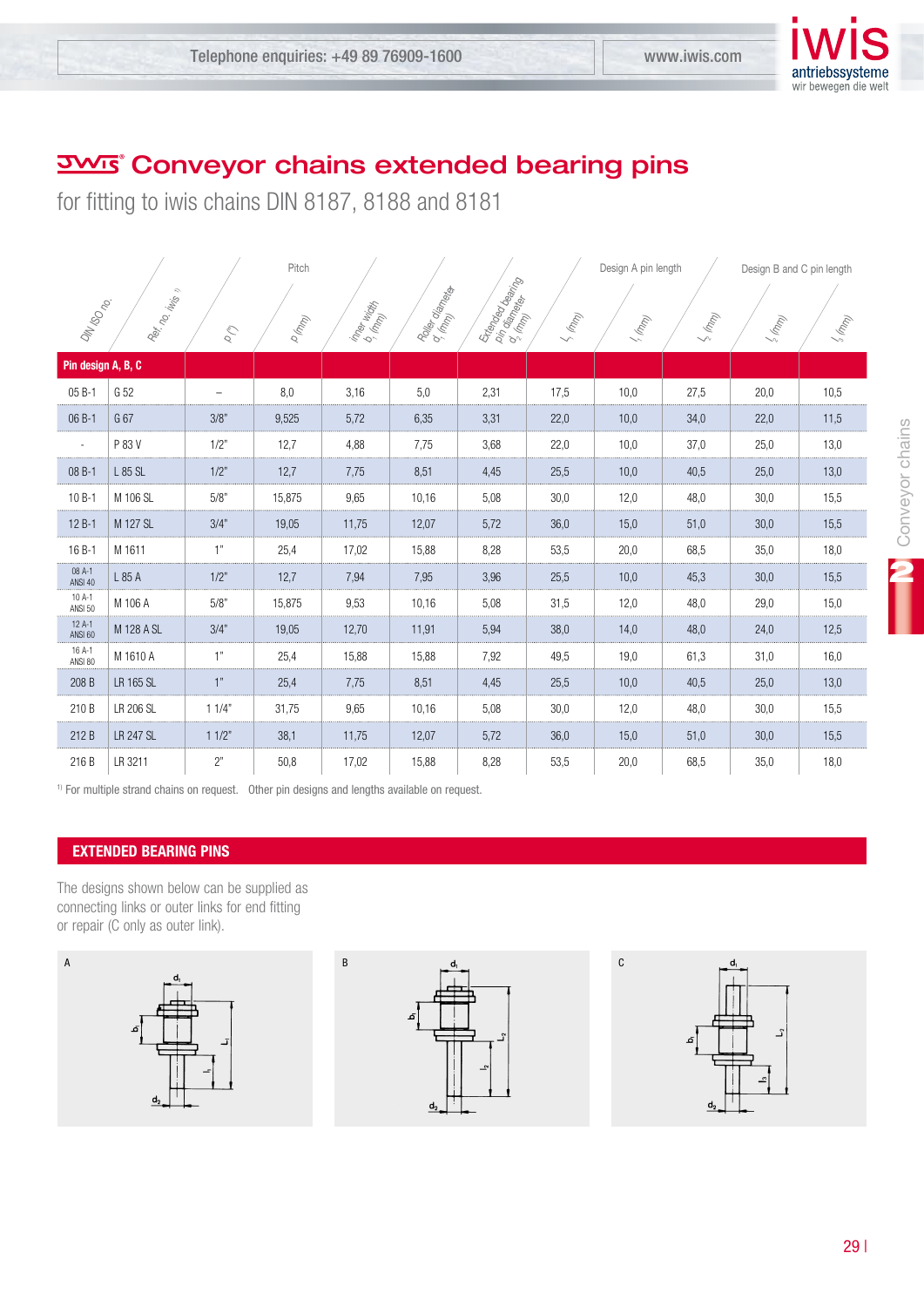# Conveyor chains extended bearing pins

for fitting to iwis chains DIN 8187, 8188 and 8181

| DIN ISO no. | Ref. no. iwis [1] | p (") | Pitch p (mm) | Inner width $b_1$ (mm) | Roller diameter $d_1$ (mm) | Extended bearing pin diameter $d_2$ (mm) | Design A pin length $L_1$ (mm) | Design A pin length $l_1$ (mm) | Design B and C pin length $L_2$ (mm) | Design B and C pin length $l_2$ (mm) | Design B and C pin length $l_3$ (mm) |
|---|---|---|---|---|---|---|---|---|---|---|---|
| **Pin design A, B, C** | | | | | | | | | | | |
| 05 B-1 | G 52 | – | 8,0 | 3,16 | 5,0 | 2,31 | 17,5 | 10,0 | 27,5 | 20,0 | 10,5 |
| 06 B-1 | G 67 | 3/8" | 9,525 | 5,72 | 6,35 | 3,31 | 22,0 | 10,0 | 34,0 | 22,0 | 11,5 |
| - | P 83 V | 1/2" | 12,7 | 4,88 | 7,75 | 3,68 | 22,0 | 10,0 | 37,0 | 25,0 | 13,0 |
| 08 B-1 | L 85 SL | 1/2" | 12,7 | 7,75 | 8,51 | 4,45 | 25,5 | 10,0 | 40,5 | 25,0 | 13,0 |
| 10 B-1 | M 106 SL | 5/8" | 15,875 | 9,65 | 10,16 | 5,08 | 30,0 | 12,0 | 48,0 | 30,0 | 15,5 |
| 12 B-1 | M 127 SL | 3/4" | 19,05 | 11,75 | 12,07 | 5,72 | 36,0 | 15,0 | 51,0 | 30,0 | 15,5 |
| 16 B-1 | M 1611 | 1" | 25,4 | 17,02 | 15,88 | 8,28 | 53,5 | 20,0 | 68,5 | 35,0 | 18,0 |
| 08 A-1 ANSI 40 | L 85 A | 1/2" | 12,7 | 7,94 | 7,95 | 3,96 | 25,5 | 10,0 | 45,3 | 30,0 | 15,5 |
| 10 A-1 ANSI 50 | M 106 A | 5/8" | 15,875 | 9,53 | 10,16 | 5,08 | 31,5 | 12,0 | 48,0 | 29,0 | 15,0 |
| 12 A-1 ANSI 60 | M 128 A SL | 3/4" | 19,05 | 12,70 | 11,91 | 5,94 | 38,0 | 14,0 | 48,0 | 24,0 | 12,5 |
| 16 A-1 ANSI 80 | M 1610 A | 1" | 25,4 | 15,88 | 15,88 | 7,92 | 49,5 | 19,0 | 61,3 | 31,0 | 16,0 |
| 208 B | LR 165 SL | 1" | 25,4 | 7,75 | 8,51 | 4,45 | 25,5 | 10,0 | 40,5 | 25,0 | 13,0 |
| 210 B | LR 206 SL | 1 1/4" | 31,75 | 9,65 | 10,16 | 5,08 | 30,0 | 12,0 | 48,0 | 30,0 | 15,5 |
| 212 B | LR 247 SL | 1 1/2" | 38,1 | 11,75 | 12,07 | 5,72 | 36,0 | 15,0 | 51,0 | 30,0 | 15,5 |
| 216 B | LR 3211 | 2" | 50,8 | 17,02 | 15,88 | 8,28 | 53,5 | 20,0 | 68,5 | 35,0 | 18,0 |

[1] For multiple strand chains on request. Other pin designs and lengths available on request.

## EXTENDED BEARING PINS

The designs shown below can be supplied as connecting links or outer links for end fitting or repair (C only as outer link).

A

B

C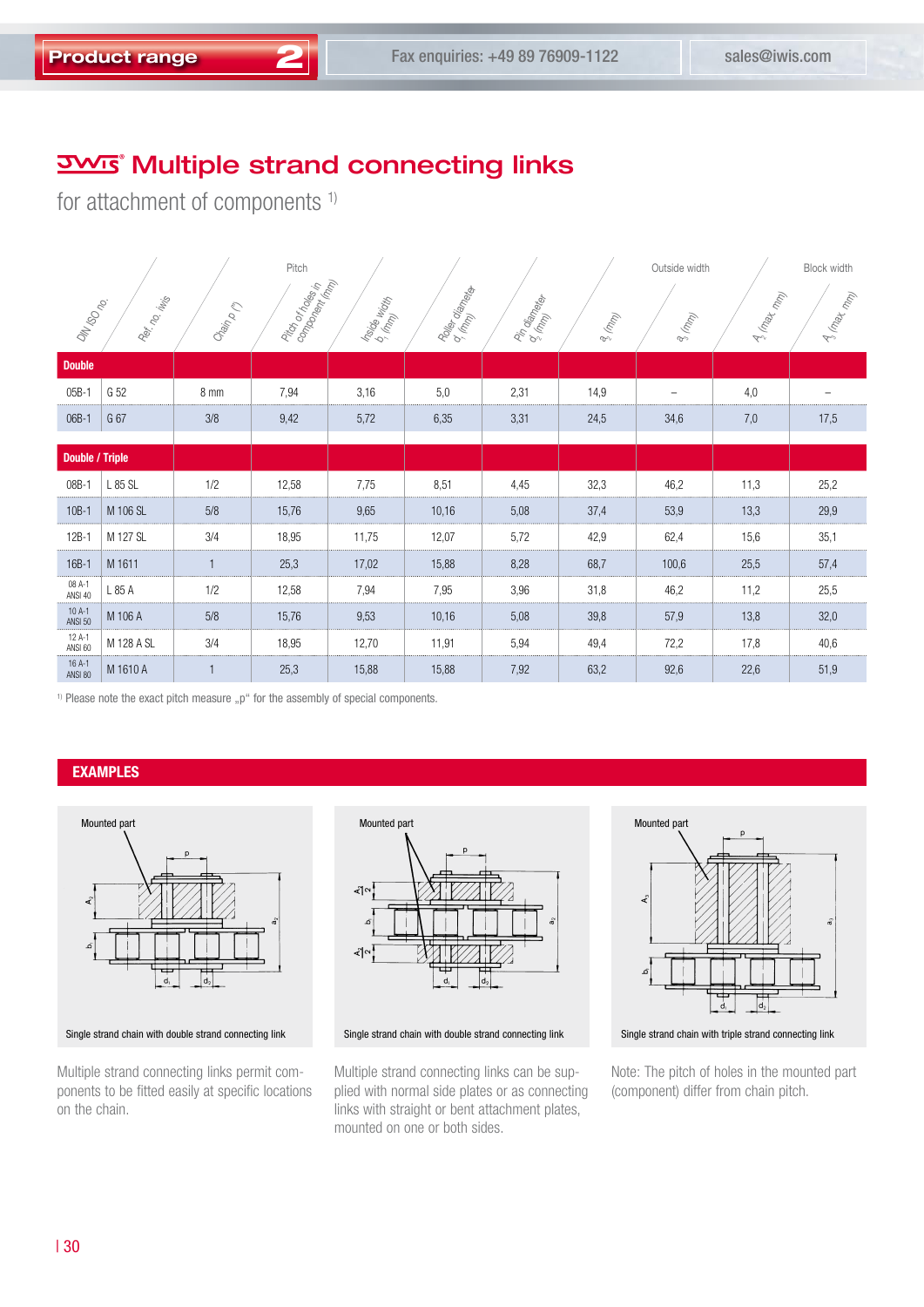# Multiple strand connecting links

## for attachment of components [1]

| DIN ISO no. | Ref. no. iwis | Chain p (") | Pitch: Pitch of holes in component (mm) | Inside width $b_1$ (mm) | Roller diameter $d_1$ (mm) | Pin diameter $d_2$ (mm) | $a_2$ (mm) | Outside width: $a_3$ (mm) | $A_2$ (max. mm) | Block width: $A_3$ (max. mm) |
|---|---|---|---|---|---|---|---|---|---|---|
| **Double** | | | | | | | | | | |
| 05B-1 | G 52 | 8 mm | 7,94 | 3,16 | 5,0 | 2,31 | 14,9 | – | 4,0 | – |
| 06B-1 | G 67 | 3/8 | 9,42 | 5,72 | 6,35 | 3,31 | 24,5 | 34,6 | 7,0 | 17,5 |
| **Double / Triple** | | | | | | | | | | |
| 08B-1 | L 85 SL | 1/2 | 12,58 | 7,75 | 8,51 | 4,45 | 32,3 | 46,2 | 11,3 | 25,2 |
| 10B-1 | M 106 SL | 5/8 | 15,76 | 9,65 | 10,16 | 5,08 | 37,4 | 53,9 | 13,3 | 29,9 |
| 12B-1 | M 127 SL | 3/4 | 18,95 | 11,75 | 12,07 | 5,72 | 42,9 | 62,4 | 15,6 | 35,1 |
| 16B-1 | M 1611 | 1 | 25,3 | 17,02 | 15,88 | 8,28 | 68,7 | 100,6 | 25,5 | 57,4 |
| 08 A-1 ANSI 40 | L 85 A | 1/2 | 12,58 | 7,94 | 7,95 | 3,96 | 31,8 | 46,2 | 11,2 | 25,5 |
| 10 A-1 ANSI 50 | M 106 A | 5/8 | 15,76 | 9,53 | 10,16 | 5,08 | 39,8 | 57,9 | 13,8 | 32,0 |
| 12 A-1 ANSI 60 | M 128 A SL | 3/4 | 18,95 | 12,70 | 11,91 | 5,94 | 49,4 | 72,2 | 17,8 | 40,6 |
| 16 A-1 ANSI 80 | M 1610 A | 1 | 25,3 | 15,88 | 15,88 | 7,92 | 63,2 | 92,6 | 22,6 | 51,9 |

[1] Please note the exact pitch measure „p" for the assembly of special components.

## EXAMPLES

Mounted part

Single strand chain with double strand connecting link

Mounted part

Single strand chain with double strand connecting link

Mounted part

Single strand chain with triple strand connecting link

Multiple strand connecting links permit components to be fitted easily at specific locations on the chain.

Multiple strand connecting links can be supplied with normal side plates or as connecting links with straight or bent attachment plates, mounted on one or both sides.

Note: The pitch of holes in the mounted part (component) differ from chain pitch.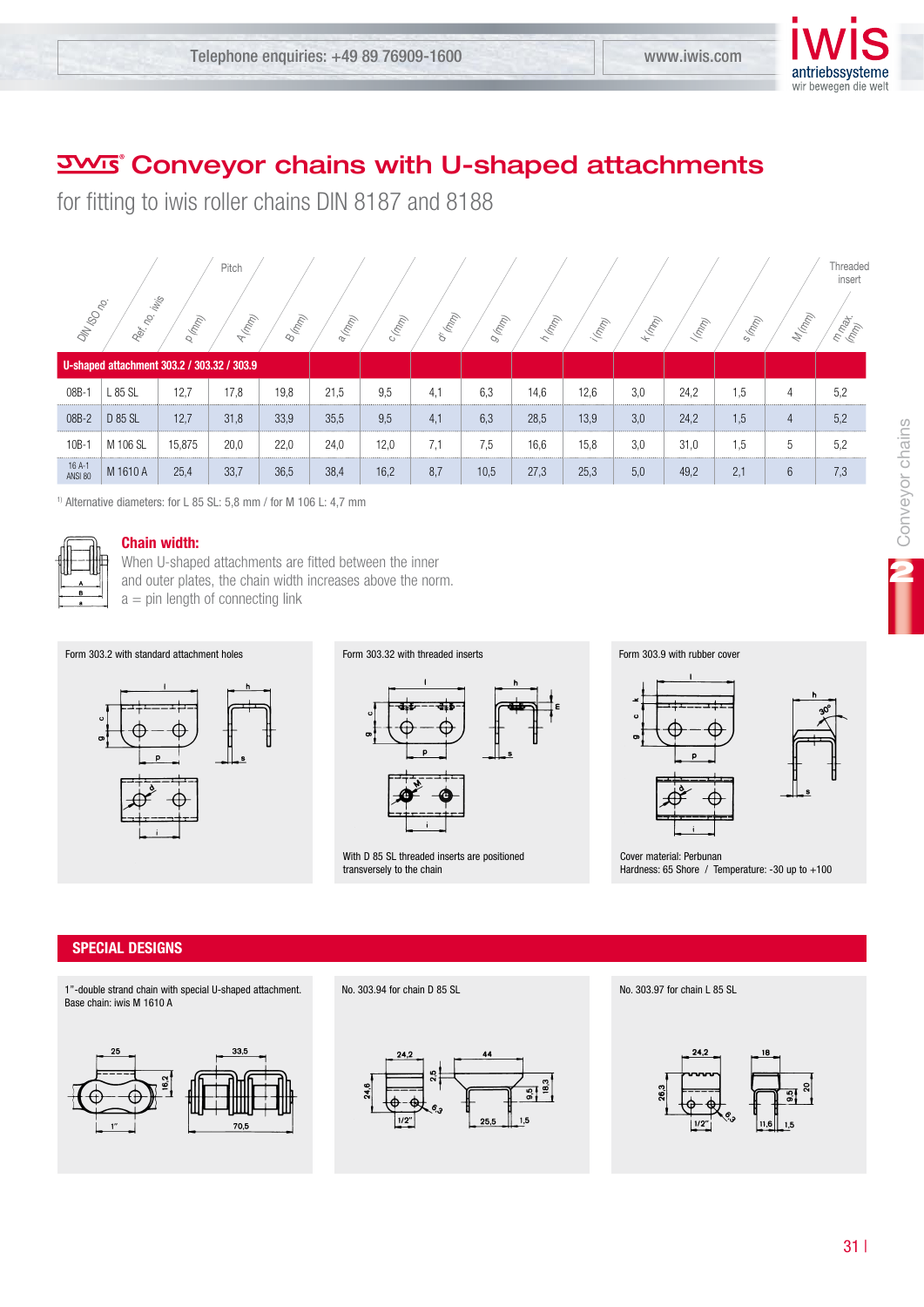# Conveyor chains with U-shaped attachments

for fitting to iwis roller chains DIN 8187 and 8188

| DIN ISO no. | Ref. no. iwis | Pitch p (mm) | A (mm) | B (mm) | a (mm) | c (mm) | d[1] (mm) | g (mm) | h (mm) | i (mm) | k (mm) | l (mm) | s (mm) | Threaded insert M (mm) | m max. (mm) |
|---|---|---|---|---|---|---|---|---|---|---|---|---|---|---|---|
| **U-shaped attachment 303.2 / 303.32 / 303.9** | | | | | | | | | | | | | | | |
| 08B-1 | L 85 SL | 12,7 | 17,8 | 19,8 | 21,5 | 9,5 | 4,1 | 6,3 | 14,6 | 12,6 | 3,0 | 24,2 | 1,5 | 4 | 5,2 |
| 08B-2 | D 85 SL | 12,7 | 31,8 | 33,9 | 35,5 | 9,5 | 4,1 | 6,3 | 28,5 | 13,9 | 3,0 | 24,2 | 1,5 | 4 | 5,2 |
| 10B-1 | M 106 SL | 15,875 | 20,0 | 22,0 | 24,0 | 12,0 | 7,1 | 7,5 | 16,6 | 15,8 | 3,0 | 31,0 | 1,5 | 5 | 5,2 |
| 16 A-1 ANSI 80 | M 1610 A | 25,4 | 33,7 | 36,5 | 38,4 | 16,2 | 8,7 | 10,5 | 27,3 | 25,3 | 5,0 | 49,2 | 2,1 | 6 | 7,3 |

[1] Alternative diameters: for L 85 SL: 5,8 mm / for M 106 L: 4,7 mm

**Chain width:**
When U-shaped attachments are fitted between the inner and outer plates, the chain width increases above the norm.
a = pin length of connecting link

Form 303.2 with standard attachment holes

Form 303.32 with threaded inserts

With D 85 SL threaded inserts are positioned transversely to the chain

Form 303.9 with rubber cover

Cover material: Perbunan
Hardness: 65 Shore / Temperature: -30 up to +100

## SPECIAL DESIGNS

1"-double strand chain with special U-shaped attachment. Base chain: iwis M 1610 A

No. 303.94 for chain D 85 SL

No. 303.97 for chain L 85 SL